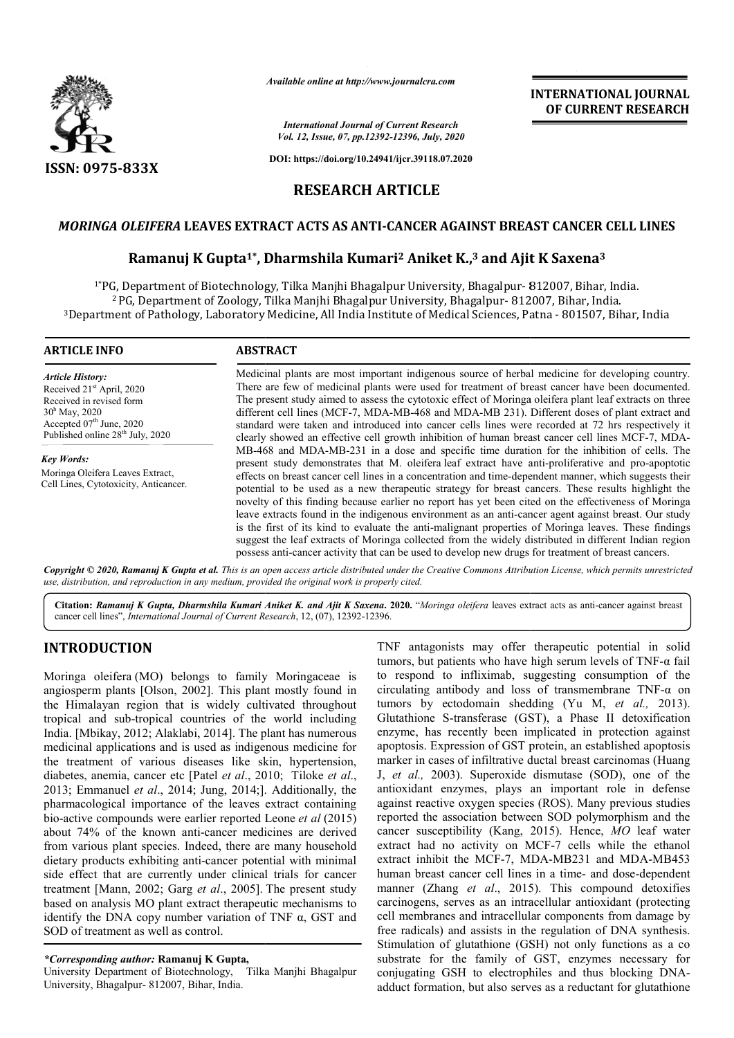*Available online at http://www.journalcra.com*

*International Journal of Current Research*
*Vol. 12, Issue, 07, pp.12392-12396, July, 2020*

**DOI: https://doi.org/10.24941/ijcr.39118.07.2020**

**ISSN: 0975-833X**

**INTERNATIONAL JOURNAL OF CURRENT RESEARCH**

# RESEARCH ARTICLE

## *MORINGA OLEIFERA* LEAVES EXTRACT ACTS AS ANTI-CANCER AGAINST BREAST CANCER CELL LINES

**Ramanuj K Gupta[1*], Dharmshila Kumari[2] Aniket K.,[3] and Ajit K Saxena[3]**

[1*]PG, Department of Biotechnology, Tilka Manjhi Bhagalpur University, Bhagalpur- 812007, Bihar, India.
[2] PG, Department of Zoology, Tilka Manjhi Bhagalpur University, Bhagalpur- 812007, Bihar, India.
[3]Department of Pathology, Laboratory Medicine, All India Institute of Medical Sciences, Patna - 801507, Bihar, India

**ARTICLE INFO**

*Article History:*
Received 21st April, 2020
Received in revised form 30h May, 2020
Accepted 07th June, 2020
Published online 28th July, 2020

*Key Words:*
Moringa Oleifera Leaves Extract, Cell Lines, Cytotoxicity, Anticancer.

**ABSTRACT**

Medicinal plants are most important indigenous source of herbal medicine for developing country. There are few of medicinal plants were used for treatment of breast cancer have been documented. The present study aimed to assess the cytotoxic effect of Moringa oleifera plant leaf extracts on three different cell lines (MCF-7, MDA-MB-468 and MDA-MB 231). Different doses of plant extract and standard were taken and introduced into cancer cells lines were recorded at 72 hrs respectively it clearly showed an effective cell growth inhibition of human breast cancer cell lines MCF-7, MDA-MB-468 and MDA-MB-231 in a dose and specific time duration for the inhibition of cells. The present study demonstrates that M. oleifera leaf extract have anti-proliferative and pro-apoptotic effects on breast cancer cell lines in a concentration and time-dependent manner, which suggests their potential to be used as a new therapeutic strategy for breast cancers. These results highlight the novelty of this finding because earlier no report has yet been cited on the effectiveness of Moringa leave extracts found in the indigenous environment as an anti-cancer agent against breast. Our study is the first of its kind to evaluate the anti-malignant properties of Moringa leaves. These findings suggest the leaf extracts of Moringa collected from the widely distributed in different Indian region possess anti-cancer activity that can be used to develop new drugs for treatment of breast cancers.

***Copyright © 2020, Ramanuj K Gupta et al.*** *This is an open access article distributed under the Creative Commons Attribution License, which permits unrestricted use, distribution, and reproduction in any medium, provided the original work is properly cited.*

**Citation:** ***Ramanuj K Gupta, Dharmshila Kumari Aniket K. and Ajit K Saxena*. 2020.** "*Moringa oleifera* leaves extract acts as anti-cancer against breast cancer cell lines", *International Journal of Current Research*, 12, (07), 12392-12396.

# INTRODUCTION

Moringa oleifera (MO) belongs to family Moringaceae is angiosperm plants [Olson, 2002]. This plant mostly found in the Himalayan region that is widely cultivated throughout tropical and sub-tropical countries of the world including India. [Mbikay, 2012; Alaklabi, 2014]. The plant has numerous medicinal applications and is used as indigenous medicine for the treatment of various diseases like skin, hypertension, diabetes, anemia, cancer etc [Patel *et al*., 2010; Tiloke *et al*., 2013; Emmanuel *et al*., 2014; Jung, 2014;]. Additionally, the pharmacological importance of the leaves extract containing bio-active compounds were earlier reported Leone *et al* (2015) about 74% of the known anti-cancer medicines are derived from various plant species. Indeed, there are many household dietary products exhibiting anti-cancer potential with minimal side effect that are currently under clinical trials for cancer treatment [Mann, 2002; Garg *et al*., 2005]. The present study based on analysis MO plant extract therapeutic mechanisms to identify the DNA copy number variation of TNF α, GST and SOD of treatment as well as control.

TNF antagonists may offer therapeutic potential in solid tumors, but patients who have high serum levels of TNF-α fail to respond to infliximab, suggesting consumption of the circulating antibody and loss of transmembrane TNF-α on tumors by ectodomain shedding (Yu M, *et al.,* 2013). Glutathione S-transferase (GST), a Phase II detoxification enzyme, has recently been implicated in protection against apoptosis. Expression of GST protein, an established apoptosis marker in cases of infiltrative ductal breast carcinomas (Huang J, *et al.,* 2003). Superoxide dismutase (SOD), one of the antioxidant enzymes, plays an important role in defense against reactive oxygen species (ROS). Many previous studies reported the association between SOD polymorphism and the cancer susceptibility (Kang, 2015). Hence, *MO* leaf water extract had no activity on MCF-7 cells while the ethanol extract inhibit the MCF-7, MDA-MB231 and MDA-MB453 human breast cancer cell lines in a time- and dose-dependent manner (Zhang *et al*., 2015). This compound detoxifies carcinogens, serves as an intracellular antioxidant (protecting cell membranes and intracellular components from damage by free radicals) and assists in the regulation of DNA synthesis. Stimulation of glutathione (GSH) not only functions as a co substrate for the family of GST, enzymes necessary for conjugating GSH to electrophiles and thus blocking DNA-adduct formation, but also serves as a reductant for glutathione

*\*Corresponding author:* **Ramanuj K Gupta,**
University Department of Biotechnology, Tilka Manjhi Bhagalpur University, Bhagalpur- 812007, Bihar, India.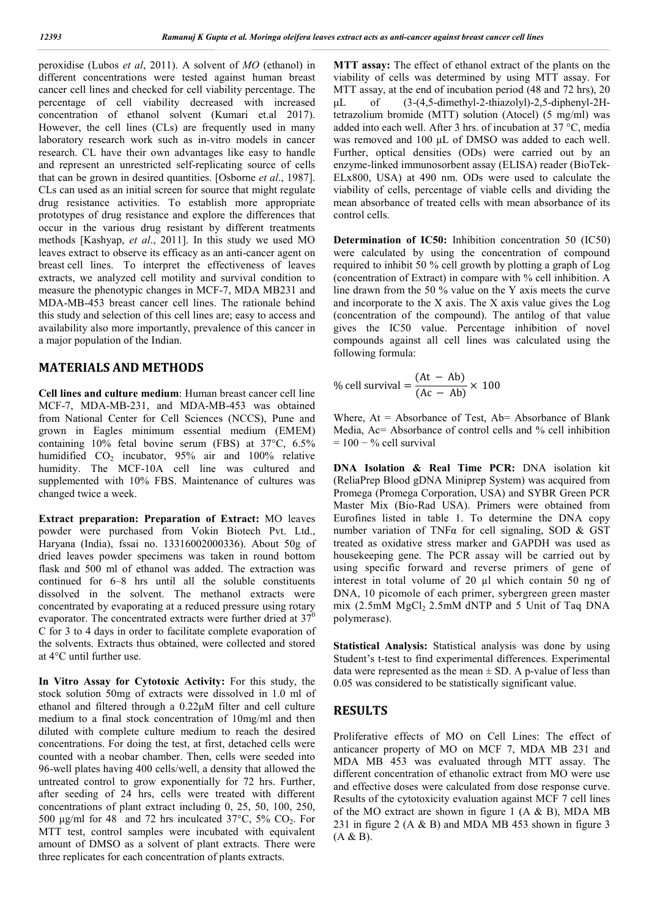peroxidise (Lubos *et al*, 2011). A solvent of *MO* (ethanol) in different concentrations were tested against human breast cancer cell lines and checked for cell viability percentage. The percentage of cell viability decreased with increased concentration of ethanol solvent (Kumari et.al 2017). However, the cell lines (CLs) are frequently used in many laboratory research work such as in-vitro models in cancer research. CL have their own advantages like easy to handle and represent an unrestricted self-replicating source of cells that can be grown in desired quantities. [Osborne *et al*., 1987]. CLs can used as an initial screen for source that might regulate drug resistance activities. To establish more appropriate prototypes of drug resistance and explore the differences that occur in the various drug resistant by different treatments methods [Kashyap, *et al*., 2011]. In this study we used MO leaves extract to observe its efficacy as an anti-cancer agent on breast cell lines. To interpret the effectiveness of leaves extracts, we analyzed cell motility and survival condition to measure the phenotypic changes in MCF-7, MDA MB231 and MDA-MB-453 breast cancer cell lines. The rationale behind this study and selection of this cell lines are; easy to access and availability also more importantly, prevalence of this cancer in a major population of the Indian.

## MATERIALS AND METHODS

**Cell lines and culture medium**: Human breast cancer cell line MCF-7, MDA-MB-231, and MDA-MB-453 was obtained from National Center for Cell Sciences (NCCS), Pune and grown in Eagles minimum essential medium (EMEM) containing 10% fetal bovine serum (FBS) at 37°C, 6.5% humidified $CO_2$ incubator, 95% air and 100% relative humidity. The MCF-10A cell line was cultured and supplemented with 10% FBS. Maintenance of cultures was changed twice a week.

**Extract preparation: Preparation of Extract:** MO leaves powder were purchased from Vokin Biotech Pvt. Ltd., Haryana (India), fssai no. 13316002000336). About 50g of dried leaves powder specimens was taken in round bottom flask and 500 ml of ethanol was added. The extraction was continued for 6–8 hrs until all the soluble constituents dissolved in the solvent. The methanol extracts were concentrated by evaporating at a reduced pressure using rotary evaporator. The concentrated extracts were further dried at $37^0$ C for 3 to 4 days in order to facilitate complete evaporation of the solvents. Extracts thus obtained, were collected and stored at 4°C until further use.

**In Vitro Assay for Cytotoxic Activity:** For this study, the stock solution 50mg of extracts were dissolved in 1.0 ml of ethanol and filtered through a 0.22μM filter and cell culture medium to a final stock concentration of 10mg/ml and then diluted with complete culture medium to reach the desired concentrations. For doing the test, at first, detached cells were counted with a neobar chamber. Then, cells were seeded into 96-well plates having 400 cells/well, a density that allowed the untreated control to grow exponentially for 72 hrs. Further, after seeding of 24 hrs, cells were treated with different concentrations of plant extract including 0, 25, 50, 100, 250, 500 μg/ml for 48 and 72 hrs inculcated 37°C, 5% $CO_2$. For MTT test, control samples were incubated with equivalent amount of DMSO as a solvent of plant extracts. There were three replicates for each concentration of plants extracts.

**MTT assay:** The effect of ethanol extract of the plants on the viability of cells was determined by using MTT assay. For MTT assay, at the end of incubation period (48 and 72 hrs), 20 μL of (3-(4,5-dimethyl-2-thiazolyl)-2,5-diphenyl-2H-tetrazolium bromide (MTT) solution (Atocel) (5 mg/ml) was added into each well. After 3 hrs. of incubation at 37 °C, media was removed and 100 μL of DMSO was added to each well. Further, optical densities (ODs) were carried out by an enzyme-linked immunosorbent assay (ELISA) reader (BioTek-ELx800, USA) at 490 nm. ODs were used to calculate the viability of cells, percentage of viable cells and dividing the mean absorbance of treated cells with mean absorbance of its control cells.

**Determination of IC50:** Inhibition concentration 50 (IC50) were calculated by using the concentration of compound required to inhibit 50 % cell growth by plotting a graph of Log (concentration of Extract) in compare with % cell inhibition. A line drawn from the 50 % value on the Y axis meets the curve and incorporate to the X axis. The X axis value gives the Log (concentration of the compound). The antilog of that value gives the IC50 value. Percentage inhibition of novel compounds against all cell lines was calculated using the following formula:

$$\%\ \text{cell survival} = \frac{(\text{At} - \text{Ab})}{(\text{Ac} - \text{Ab})} \times 100$$

Where, At = Absorbance of Test, Ab= Absorbance of Blank Media, Ac= Absorbance of control cells and % cell inhibition = 100 − % cell survival

**DNA Isolation & Real Time PCR:** DNA isolation kit (ReliaPrep Blood gDNA Miniprep System) was acquired from Promega (Promega Corporation, USA) and SYBR Green PCR Master Mix (Bio-Rad USA). Primers were obtained from Eurofines listed in table 1. To determine the DNA copy number variation of TNFα for cell signaling, SOD & GST treated as oxidative stress marker and GAPDH was used as housekeeping gene. The PCR assay will be carried out by using specific forward and reverse primers of gene of interest in total volume of 20 µl which contain 50 ng of DNA, 10 picomole of each primer, sybergreen green master mix (2.5mM $MgCl_2$ 2.5mM dNTP and 5 Unit of Taq DNA polymerase).

**Statistical Analysis:** Statistical analysis was done by using Student's t-test to find experimental differences. Experimental data were represented as the mean ± SD. A p-value of less than 0.05 was considered to be statistically significant value.

## RESULTS

Proliferative effects of MO on Cell Lines: The effect of anticancer property of MO on MCF 7, MDA MB 231 and MDA MB 453 was evaluated through MTT assay. The different concentration of ethanolic extract from MO were use and effective doses were calculated from dose response curve. Results of the cytotoxicity evaluation against MCF 7 cell lines of the MO extract are shown in figure 1 (A & B), MDA MB 231 in figure 2 (A & B) and MDA MB 453 shown in figure 3 (A & B).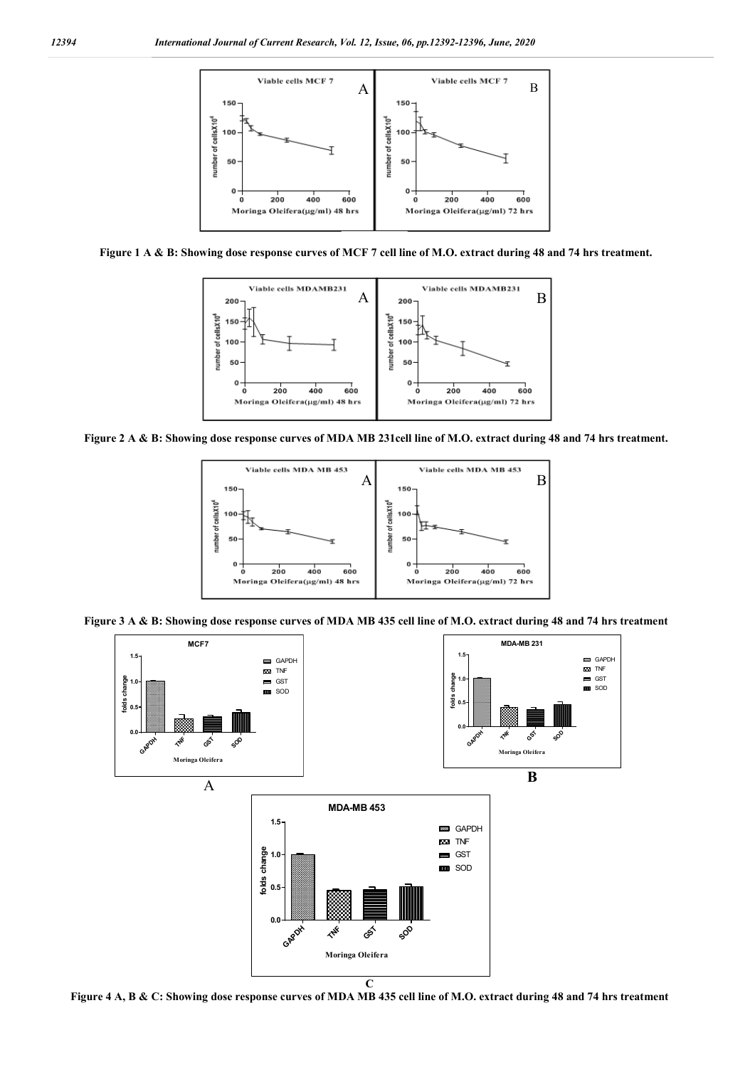Figure 1 A & B: Showing dose response curves of MCF 7 cell line of M.O. extract during 48 and 74 hrs treatment.

Figure 2 A & B: Showing dose response curves of MDA MB 231cell line of M.O. extract during 48 and 74 hrs treatment.

Figure 3 A & B: Showing dose response curves of MDA MB 435 cell line of M.O. extract during 48 and 74 hrs treatment

Figure 4 A, B & C: Showing dose response curves of MDA MB 435 cell line of M.O. extract during 48 and 74 hrs treatment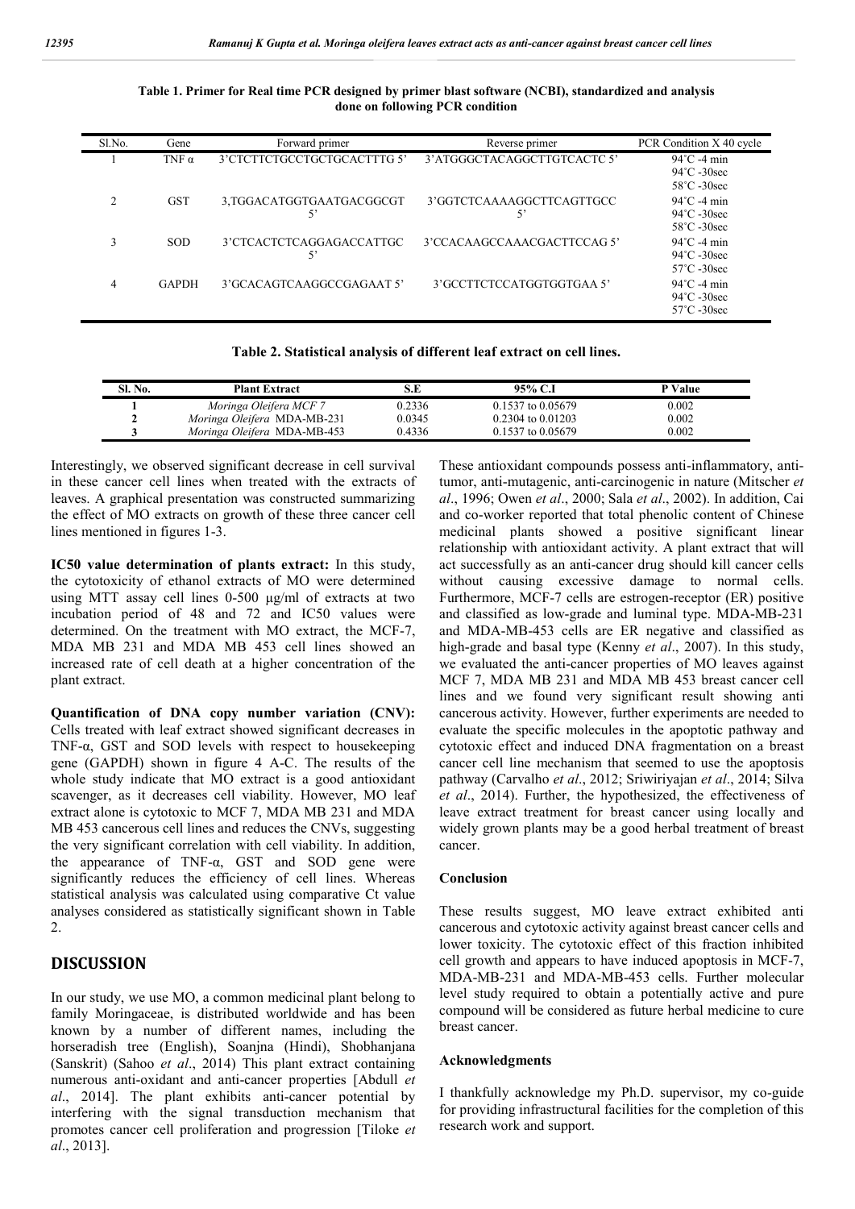**Table 1. Primer for Real time PCR designed by primer blast software (NCBI), standardized and analysis done on following PCR condition**

| Sl.No. | Gene | Forward primer | Reverse primer | PCR Condition X 40 cycle |
|---|---|---|---|---|
| 1 | TNF α | 3'CTCTTCTGCCTGCTGCACTTTG 5' | 3'ATGGGCTACAGGCTTGTCACTC 5' | 94˚C -4 min<br>94˚C -30sec<br>58˚C -30sec |
| 2 | GST | 3,TGGACATGGTGAATGACGGCGT 5' | 3'GGTCTCAAAAGGCTTCAGTTGCC 5' | 94˚C -4 min<br>94˚C -30sec<br>58˚C -30sec |
| 3 | SOD | 3'CTCACTCTCAGGAGACCATTGC 5' | 3'CCACAAGCCAAACGACTTCCAG 5' | 94˚C -4 min<br>94˚C -30sec<br>57˚C -30sec |
| 4 | GAPDH | 3'GCACAGTCAAGGCCGAGAAT 5' | 3'GCCTTCTCCATGGTGGTGAA 5' | 94˚C -4 min<br>94˚C -30sec<br>57˚C -30sec |

**Table 2. Statistical analysis of different leaf extract on cell lines.**

| Sl. No. | Plant Extract | S.E | 95% C.I | P Value |
|---|---|---|---|---|
| **1** | *Moringa Oleifera MCF 7* | 0.2336 | 0.1537 to 0.05679 | 0.002 |
| **2** | *Moringa Oleifera* MDA-MB-231 | 0.0345 | 0.2304 to 0.01203 | 0.002 |
| **3** | *Moringa Oleifera* MDA-MB-453 | 0.4336 | 0.1537 to 0.05679 | 0.002 |

Interestingly, we observed significant decrease in cell survival in these cancer cell lines when treated with the extracts of leaves. A graphical presentation was constructed summarizing the effect of MO extracts on growth of these three cancer cell lines mentioned in figures 1-3.

**IC50 value determination of plants extract:** In this study, the cytotoxicity of ethanol extracts of MO were determined using MTT assay cell lines 0-500 µg/ml of extracts at two incubation period of 48 and 72 and IC50 values were determined. On the treatment with MO extract, the MCF-7, MDA MB 231 and MDA MB 453 cell lines showed an increased rate of cell death at a higher concentration of the plant extract.

**Quantification of DNA copy number variation (CNV):** Cells treated with leaf extract showed significant decreases in TNF-α, GST and SOD levels with respect to housekeeping gene (GAPDH) shown in figure 4 A-C. The results of the whole study indicate that MO extract is a good antioxidant scavenger, as it decreases cell viability. However, MO leaf extract alone is cytotoxic to MCF 7, MDA MB 231 and MDA MB 453 cancerous cell lines and reduces the CNVs, suggesting the very significant correlation with cell viability. In addition, the appearance of TNF-α, GST and SOD gene were significantly reduces the efficiency of cell lines. Whereas statistical analysis was calculated using comparative Ct value analyses considered as statistically significant shown in Table 2.

## DISCUSSION

In our study, we use MO, a common medicinal plant belong to family Moringaceae, is distributed worldwide and has been known by a number of different names, including the horseradish tree (English), Soanjna (Hindi), Shobhanjana (Sanskrit) (Sahoo *et al*., 2014) This plant extract containing numerous anti-oxidant and anti-cancer properties [Abdull *et al*., 2014]. The plant exhibits anti-cancer potential by interfering with the signal transduction mechanism that promotes cancer cell proliferation and progression [Tiloke *et al*., 2013].

These antioxidant compounds possess anti-inflammatory, anti-tumor, anti-mutagenic, anti-carcinogenic in nature (Mitscher *et al*., 1996; Owen *et al*., 2000; Sala *et al*., 2002). In addition, Cai and co-worker reported that total phenolic content of Chinese medicinal plants showed a positive significant linear relationship with antioxidant activity. A plant extract that will act successfully as an anti-cancer drug should kill cancer cells without causing excessive damage to normal cells. Furthermore, MCF-7 cells are estrogen-receptor (ER) positive and classified as low-grade and luminal type. MDA-MB-231 and MDA-MB-453 cells are ER negative and classified as high-grade and basal type (Kenny *et al*., 2007). In this study, we evaluated the anti-cancer properties of MO leaves against MCF 7, MDA MB 231 and MDA MB 453 breast cancer cell lines and we found very significant result showing anti cancerous activity. However, further experiments are needed to evaluate the specific molecules in the apoptotic pathway and cytotoxic effect and induced DNA fragmentation on a breast cancer cell line mechanism that seemed to use the apoptosis pathway (Carvalho *et al*., 2012; Sriwiriyajan *et al*., 2014; Silva *et al*., 2014). Further, the hypothesized, the effectiveness of leave extract treatment for breast cancer using locally and widely grown plants may be a good herbal treatment of breast cancer.

### Conclusion

These results suggest, MO leave extract exhibited anti cancerous and cytotoxic activity against breast cancer cells and lower toxicity. The cytotoxic effect of this fraction inhibited cell growth and appears to have induced apoptosis in MCF-7, MDA-MB-231 and MDA-MB-453 cells. Further molecular level study required to obtain a potentially active and pure compound will be considered as future herbal medicine to cure breast cancer.

### Acknowledgments

I thankfully acknowledge my Ph.D. supervisor, my co-guide for providing infrastructural facilities for the completion of this research work and support.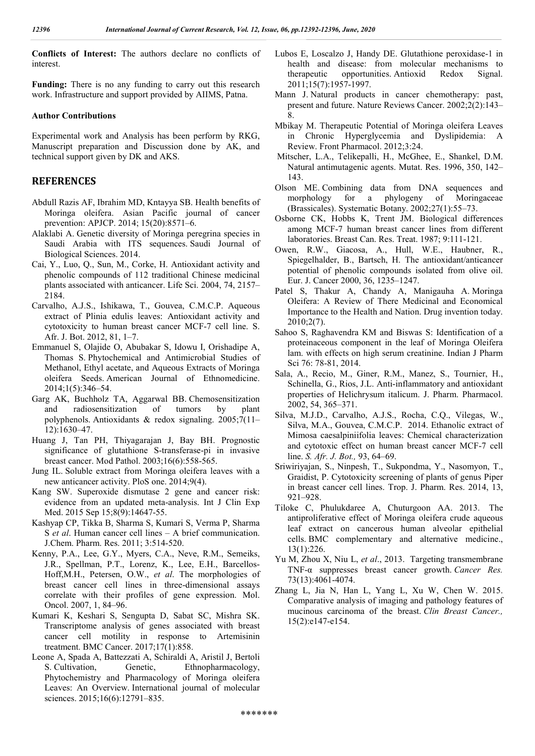**Conflicts of Interest:** The authors declare no conflicts of interest.

**Funding:** There is no any funding to carry out this research work. Infrastructure and support provided by AIIMS, Patna.

**Author Contributions**

Experimental work and Analysis has been perform by RKG, Manuscript preparation and Discussion done by AK, and technical support given by DK and AKS.

## REFERENCES

Abdull Razis AF, Ibrahim MD, Kntayya SB. Health benefits of Moringa oleifera. Asian Pacific journal of cancer prevention: APJCP. 2014; 15(20):8571–6.

Alaklabi A. Genetic diversity of Moringa peregrina species in Saudi Arabia with ITS sequences. Saudi Journal of Biological Sciences. 2014.

Cai, Y., Luo, Q., Sun, M., Corke, H. Antioxidant activity and phenolic compounds of 112 traditional Chinese medicinal plants associated with anticancer. Life Sci. 2004, 74, 2157–2184.

Carvalho, A.J.S., Ishikawa, T., Gouvea, C.M.C.P. Aqueous extract of Plinia edulis leaves: Antioxidant activity and cytotoxicity to human breast cancer MCF-7 cell line. S. Afr. J. Bot. 2012, 81, 1–7.

Emmanuel S, Olajide O, Abubakar S, Idowu I, Orishadipe A, Thomas S. Phytochemical and Antimicrobial Studies of Methanol, Ethyl acetate, and Aqueous Extracts of Moringa oleifera Seeds. American Journal of Ethnomedicine. 2014;1(5):346–54.

Garg AK, Buchholz TA, Aggarwal BB. Chemosensitization and radiosensitization of tumors by plant polyphenols. Antioxidants & redox signaling. 2005;7(11–12):1630–47.

Huang J, Tan PH, Thiyagarajan J, Bay BH. Prognostic significance of glutathione S-transferase-pi in invasive breast cancer. Mod Pathol. 2003;16(6):558-565.

Jung IL. Soluble extract from Moringa oleifera leaves with a new anticancer activity. PloS one. 2014;9(4).

Kang SW. Superoxide dismutase 2 gene and cancer risk: evidence from an updated meta-analysis. Int J Clin Exp Med. 2015 Sep 15;8(9):14647-55.

Kashyap CP, Tikka B, Sharma S, Kumari S, Verma P, Sharma S *et al*. Human cancer cell lines – A brief communication. J.Chem. Pharm. Res. 2011; 3:514-520.

Kenny, P.A., Lee, G.Y., Myers, C.A., Neve, R.M., Semeiks, J.R., Spellman, P.T., Lorenz, K., Lee, E.H., Barcellos-Hoff,M.H., Petersen, O.W., *et al*. The morphologies of breast cancer cell lines in three-dimensional assays correlate with their profiles of gene expression. Mol. Oncol. 2007, 1, 84–96.

Kumari K, Keshari S, Sengupta D, Sabat SC, Mishra SK. Transcriptome analysis of genes associated with breast cancer cell motility in response to Artemisinin treatment. BMC Cancer. 2017;17(1):858.

Leone A, Spada A, Battezzati A, Schiraldi A, Aristil J, Bertoli S. Cultivation, Genetic, Ethnopharmacology, Phytochemistry and Pharmacology of Moringa oleifera Leaves: An Overview. International journal of molecular sciences. 2015;16(6):12791–835.

Lubos E, Loscalzo J, Handy DE. Glutathione peroxidase-1 in health and disease: from molecular mechanisms to therapeutic opportunities. Antioxid Redox Signal. 2011;15(7):1957-1997.

Mann J. Natural products in cancer chemotherapy: past, present and future. Nature Reviews Cancer. 2002;2(2):143–8.

Mbikay M. Therapeutic Potential of Moringa oleifera Leaves in Chronic Hyperglycemia and Dyslipidemia: A Review. Front Pharmacol. 2012;3:24.

Mitscher, L.A., Telikepalli, H., McGhee, E., Shankel, D.M. Natural antimutagenic agents. Mutat. Res. 1996, 350, 142–143.

Olson ME. Combining data from DNA sequences and morphology for a phylogeny of Moringaceae (Brassicales). Systematic Botany. 2002;27(1):55–73.

Osborne CK, Hobbs K, Trent JM. Biological differences among MCF-7 human breast cancer lines from different laboratories. Breast Can. Res. Treat. 1987; 9:111-121.

Owen, R.W., Giacosa, A., Hull, W.E., Haubner, R., Spiegelhalder, B., Bartsch, H. The antioxidant/anticancer potential of phenolic compounds isolated from olive oil. Eur. J. Cancer 2000, 36, 1235–1247.

Patel S, Thakur A, Chandy A, Manigauha A. Moringa Oleifera: A Review of There Medicinal and Economical Importance to the Health and Nation. Drug invention today. 2010;2(7).

Sahoo S, Raghavendra KM and Biswas S: Identification of a proteinaceous component in the leaf of Moringa Oleifera lam. with effects on high serum creatinine. Indian J Pharm Sci 76: 78-81, 2014.

Sala, A., Recio, M., Giner, R.M., Manez, S., Tournier, H., Schinella, G., Rios, J.L. Anti-inflammatory and antioxidant properties of Helichrysum italicum. J. Pharm. Pharmacol. 2002, 54, 365–371.

Silva, M.J.D., Carvalho, A.J.S., Rocha, C.Q., Vilegas, W., Silva, M.A., Gouvea, C.M.C.P. 2014. Ethanolic extract of Mimosa caesalpiniifolia leaves: Chemical characterization and cytotoxic effect on human breast cancer MCF-7 cell line. *S. Afr. J. Bot.,* 93, 64–69.

Sriwiriyajan, S., Ninpesh, T., Sukpondma, Y., Nasomyon, T., Graidist, P. Cytotoxicity screening of plants of genus Piper in breast cancer cell lines. Trop. J. Pharm. Res. 2014, 13, 921–928.

Tiloke C, Phulukdaree A, Chuturgoon AA. 2013. The antiproliferative effect of Moringa oleifera crude aqueous leaf extract on cancerous human alveolar epithelial cells. BMC complementary and alternative medicine., 13(1):226.

Yu M, Zhou X, Niu L, *et al*., 2013. Targeting transmembrane TNF-α suppresses breast cancer growth. *Cancer Res.* 73(13):4061-4074.

Zhang L, Jia N, Han L, Yang L, Xu W, Chen W. 2015. Comparative analysis of imaging and pathology features of mucinous carcinoma of the breast. *Clin Breast Cancer.,* 15(2):e147-e154.

\*\*\*\*\*\*\*